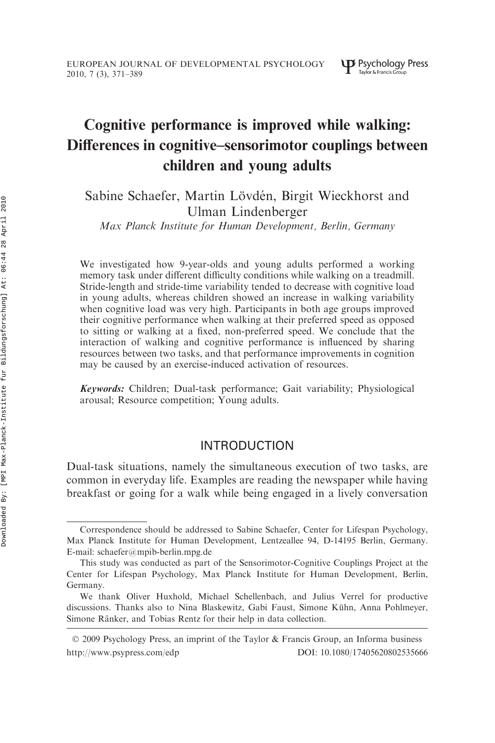# Cognitive performance is improved while walking: Differences in cognitive–sensorimotor couplings between children and young adults

Sabine Schaefer, Martin Lövdén, Birgit Wieckhorst and Ulman Lindenberger

*Max Planck Institute for Human Development, Berlin, Germany*

We investigated how 9-year-olds and young adults performed a working memory task under different difficulty conditions while walking on a treadmill. Stride-length and stride-time variability tended to decrease with cognitive load in young adults, whereas children showed an increase in walking variability when cognitive load was very high. Participants in both age groups improved their cognitive performance when walking at their preferred speed as opposed to sitting or walking at a fixed, non-preferred speed. We conclude that the interaction of walking and cognitive performance is influenced by sharing resources between two tasks, and that performance improvements in cognition may be caused by an exercise-induced activation of resources.

***Keywords:*** Children; Dual-task performance; Gait variability; Physiological arousal; Resource competition; Young adults.

## INTRODUCTION

Dual-task situations, namely the simultaneous execution of two tasks, are common in everyday life. Examples are reading the newspaper while having breakfast or going for a walk while being engaged in a lively conversation

---

Correspondence should be addressed to Sabine Schaefer, Center for Lifespan Psychology, Max Planck Institute for Human Development, Lentzeallee 94, D-14195 Berlin, Germany. E-mail: schaefer@mpib-berlin.mpg.de

This study was conducted as part of the Sensorimotor-Cognitive Couplings Project at the Center for Lifespan Psychology, Max Planck Institute for Human Development, Berlin, Germany.

We thank Oliver Huxhold, Michael Schellenbach, and Julius Verrel for productive discussions. Thanks also to Nina Blaskewitz, Gabi Faust, Simone Kühn, Anna Pohlmeyer, Simone Ränker, and Tobias Rentz for their help in data collection.

© 2009 Psychology Press, an imprint of the Taylor & Francis Group, an Informa business
http://www.psypress.com/edp DOI: 10.1080/17405620802535666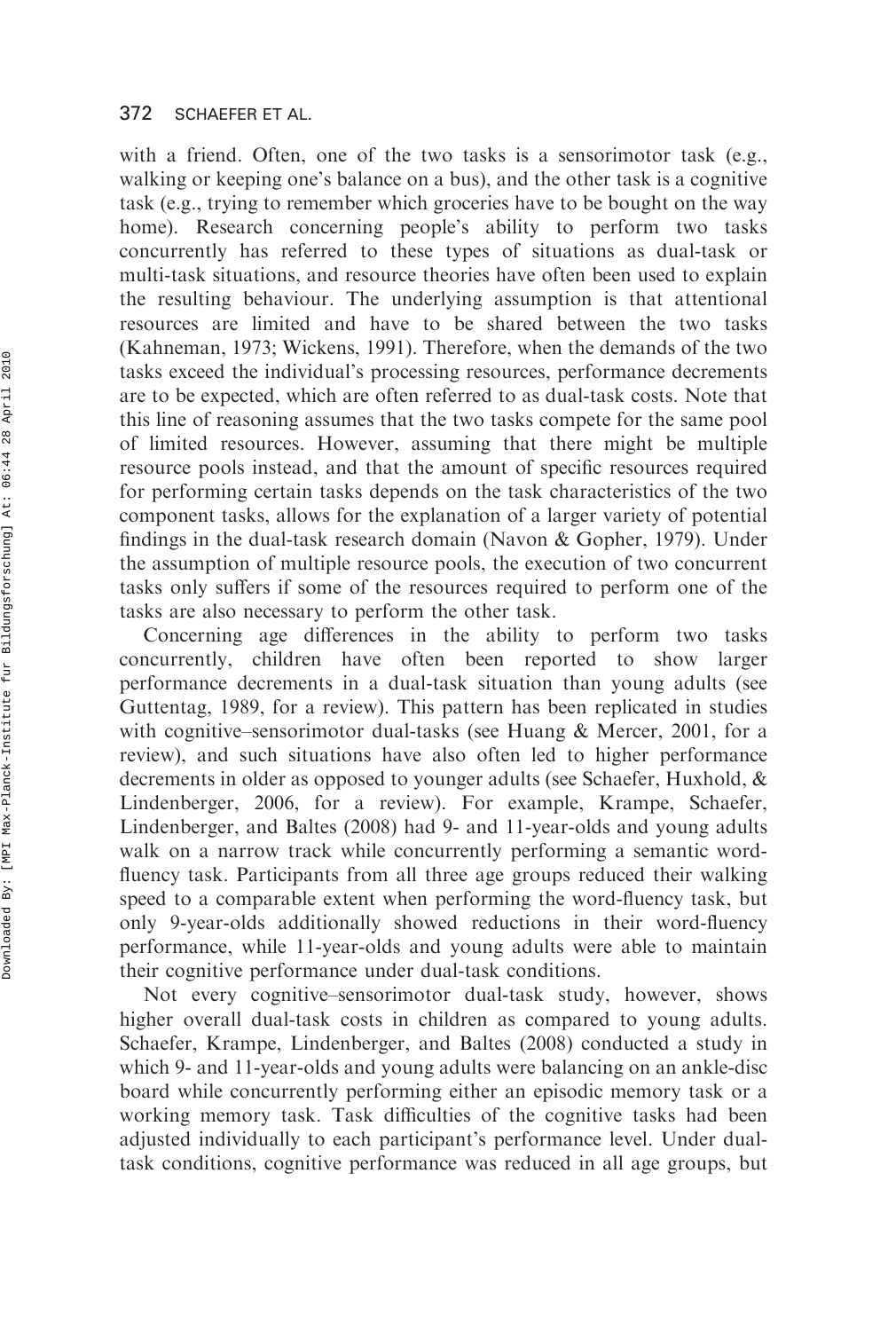with a friend. Often, one of the two tasks is a sensorimotor task (e.g., walking or keeping one's balance on a bus), and the other task is a cognitive task (e.g., trying to remember which groceries have to be bought on the way home). Research concerning people's ability to perform two tasks concurrently has referred to these types of situations as dual-task or multi-task situations, and resource theories have often been used to explain the resulting behaviour. The underlying assumption is that attentional resources are limited and have to be shared between the two tasks (Kahneman, 1973; Wickens, 1991). Therefore, when the demands of the two tasks exceed the individual's processing resources, performance decrements are to be expected, which are often referred to as dual-task costs. Note that this line of reasoning assumes that the two tasks compete for the same pool of limited resources. However, assuming that there might be multiple resource pools instead, and that the amount of specific resources required for performing certain tasks depends on the task characteristics of the two component tasks, allows for the explanation of a larger variety of potential findings in the dual-task research domain (Navon & Gopher, 1979). Under the assumption of multiple resource pools, the execution of two concurrent tasks only suffers if some of the resources required to perform one of the tasks are also necessary to perform the other task.

Concerning age differences in the ability to perform two tasks concurrently, children have often been reported to show larger performance decrements in a dual-task situation than young adults (see Guttentag, 1989, for a review). This pattern has been replicated in studies with cognitive–sensorimotor dual-tasks (see Huang & Mercer, 2001, for a review), and such situations have also often led to higher performance decrements in older as opposed to younger adults (see Schaefer, Huxhold, & Lindenberger, 2006, for a review). For example, Krampe, Schaefer, Lindenberger, and Baltes (2008) had 9- and 11-year-olds and young adults walk on a narrow track while concurrently performing a semantic word-fluency task. Participants from all three age groups reduced their walking speed to a comparable extent when performing the word-fluency task, but only 9-year-olds additionally showed reductions in their word-fluency performance, while 11-year-olds and young adults were able to maintain their cognitive performance under dual-task conditions.

Not every cognitive–sensorimotor dual-task study, however, shows higher overall dual-task costs in children as compared to young adults. Schaefer, Krampe, Lindenberger, and Baltes (2008) conducted a study in which 9- and 11-year-olds and young adults were balancing on an ankle-disc board while concurrently performing either an episodic memory task or a working memory task. Task difficulties of the cognitive tasks had been adjusted individually to each participant's performance level. Under dual-task conditions, cognitive performance was reduced in all age groups, but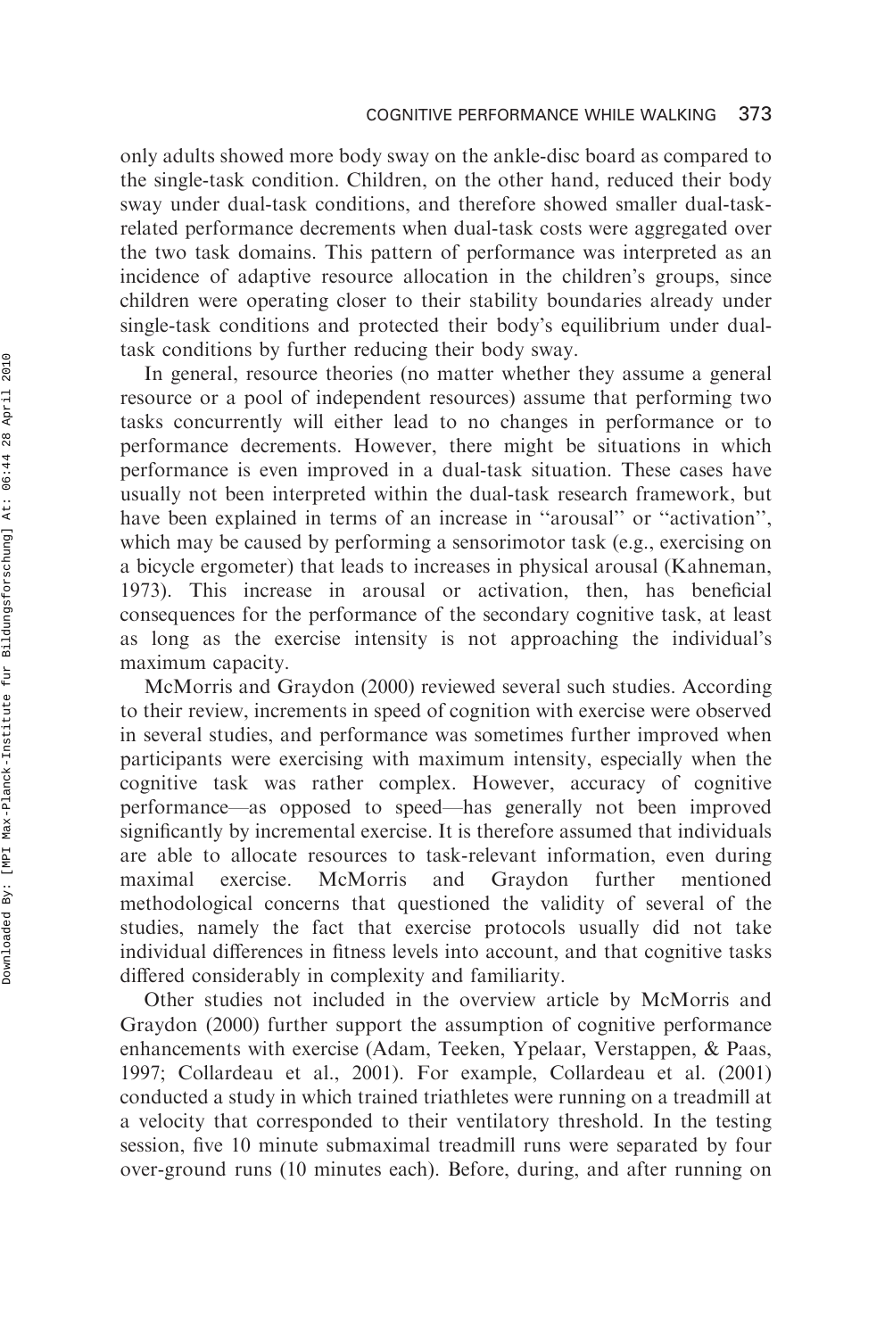only adults showed more body sway on the ankle-disc board as compared to the single-task condition. Children, on the other hand, reduced their body sway under dual-task conditions, and therefore showed smaller dual-task-related performance decrements when dual-task costs were aggregated over the two task domains. This pattern of performance was interpreted as an incidence of adaptive resource allocation in the children's groups, since children were operating closer to their stability boundaries already under single-task conditions and protected their body's equilibrium under dual-task conditions by further reducing their body sway.

In general, resource theories (no matter whether they assume a general resource or a pool of independent resources) assume that performing two tasks concurrently will either lead to no changes in performance or to performance decrements. However, there might be situations in which performance is even improved in a dual-task situation. These cases have usually not been interpreted within the dual-task research framework, but have been explained in terms of an increase in "arousal" or "activation", which may be caused by performing a sensorimotor task (e.g., exercising on a bicycle ergometer) that leads to increases in physical arousal (Kahneman, 1973). This increase in arousal or activation, then, has beneficial consequences for the performance of the secondary cognitive task, at least as long as the exercise intensity is not approaching the individual's maximum capacity.

McMorris and Graydon (2000) reviewed several such studies. According to their review, increments in speed of cognition with exercise were observed in several studies, and performance was sometimes further improved when participants were exercising with maximum intensity, especially when the cognitive task was rather complex. However, accuracy of cognitive performance—as opposed to speed—has generally not been improved significantly by incremental exercise. It is therefore assumed that individuals are able to allocate resources to task-relevant information, even during maximal exercise. McMorris and Graydon further mentioned methodological concerns that questioned the validity of several of the studies, namely the fact that exercise protocols usually did not take individual differences in fitness levels into account, and that cognitive tasks differed considerably in complexity and familiarity.

Other studies not included in the overview article by McMorris and Graydon (2000) further support the assumption of cognitive performance enhancements with exercise (Adam, Teeken, Ypelaar, Verstappen, & Paas, 1997; Collardeau et al., 2001). For example, Collardeau et al. (2001) conducted a study in which trained triathletes were running on a treadmill at a velocity that corresponded to their ventilatory threshold. In the testing session, five 10 minute submaximal treadmill runs were separated by four over-ground runs (10 minutes each). Before, during, and after running on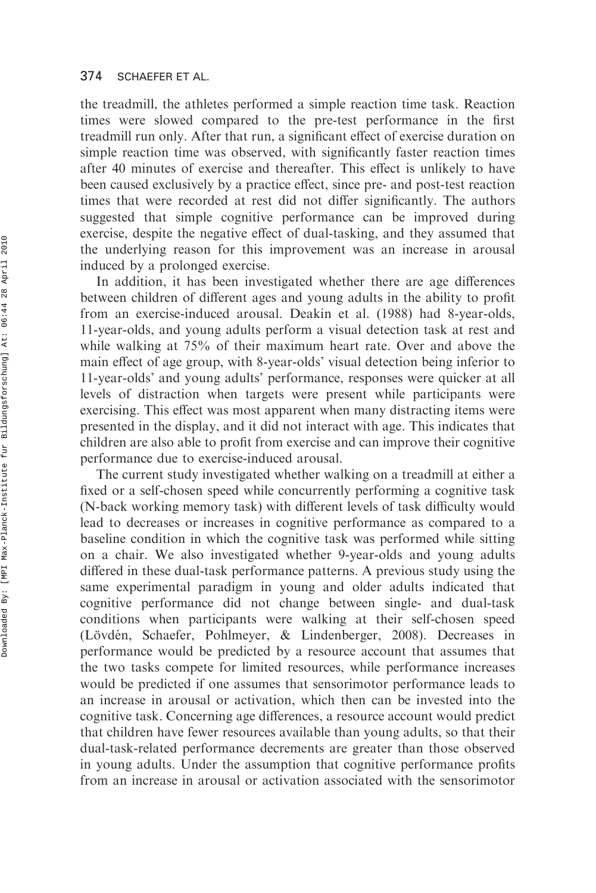the treadmill, the athletes performed a simple reaction time task. Reaction times were slowed compared to the pre-test performance in the first treadmill run only. After that run, a significant effect of exercise duration on simple reaction time was observed, with significantly faster reaction times after 40 minutes of exercise and thereafter. This effect is unlikely to have been caused exclusively by a practice effect, since pre- and post-test reaction times that were recorded at rest did not differ significantly. The authors suggested that simple cognitive performance can be improved during exercise, despite the negative effect of dual-tasking, and they assumed that the underlying reason for this improvement was an increase in arousal induced by a prolonged exercise.

In addition, it has been investigated whether there are age differences between children of different ages and young adults in the ability to profit from an exercise-induced arousal. Deakin et al. (1988) had 8-year-olds, 11-year-olds, and young adults perform a visual detection task at rest and while walking at 75% of their maximum heart rate. Over and above the main effect of age group, with 8-year-olds' visual detection being inferior to 11-year-olds' and young adults' performance, responses were quicker at all levels of distraction when targets were present while participants were exercising. This effect was most apparent when many distracting items were presented in the display, and it did not interact with age. This indicates that children are also able to profit from exercise and can improve their cognitive performance due to exercise-induced arousal.

The current study investigated whether walking on a treadmill at either a fixed or a self-chosen speed while concurrently performing a cognitive task (N-back working memory task) with different levels of task difficulty would lead to decreases or increases in cognitive performance as compared to a baseline condition in which the cognitive task was performed while sitting on a chair. We also investigated whether 9-year-olds and young adults differed in these dual-task performance patterns. A previous study using the same experimental paradigm in young and older adults indicated that cognitive performance did not change between single- and dual-task conditions when participants were walking at their self-chosen speed (Lövdén, Schaefer, Pohlmeyer, & Lindenberger, 2008). Decreases in performance would be predicted by a resource account that assumes that the two tasks compete for limited resources, while performance increases would be predicted if one assumes that sensorimotor performance leads to an increase in arousal or activation, which then can be invested into the cognitive task. Concerning age differences, a resource account would predict that children have fewer resources available than young adults, so that their dual-task-related performance decrements are greater than those observed in young adults. Under the assumption that cognitive performance profits from an increase in arousal or activation associated with the sensorimotor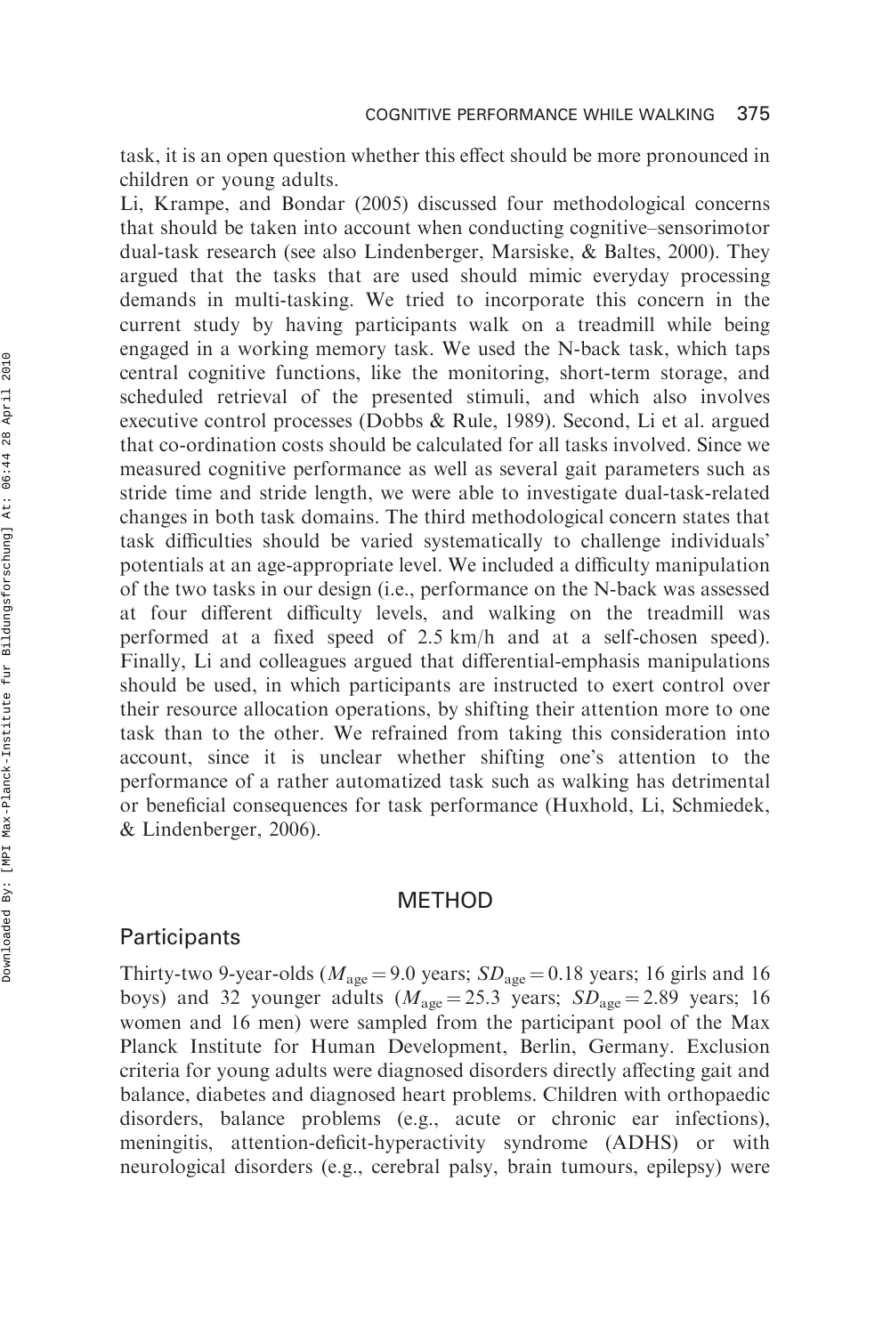task, it is an open question whether this effect should be more pronounced in children or young adults.

Li, Krampe, and Bondar (2005) discussed four methodological concerns that should be taken into account when conducting cognitive–sensorimotor dual-task research (see also Lindenberger, Marsiske, & Baltes, 2000). They argued that the tasks that are used should mimic everyday processing demands in multi-tasking. We tried to incorporate this concern in the current study by having participants walk on a treadmill while being engaged in a working memory task. We used the N-back task, which taps central cognitive functions, like the monitoring, short-term storage, and scheduled retrieval of the presented stimuli, and which also involves executive control processes (Dobbs & Rule, 1989). Second, Li et al. argued that co-ordination costs should be calculated for all tasks involved. Since we measured cognitive performance as well as several gait parameters such as stride time and stride length, we were able to investigate dual-task-related changes in both task domains. The third methodological concern states that task difficulties should be varied systematically to challenge individuals' potentials at an age-appropriate level. We included a difficulty manipulation of the two tasks in our design (i.e., performance on the N-back was assessed at four different difficulty levels, and walking on the treadmill was performed at a fixed speed of 2.5 km/h and at a self-chosen speed). Finally, Li and colleagues argued that differential-emphasis manipulations should be used, in which participants are instructed to exert control over their resource allocation operations, by shifting their attention more to one task than to the other. We refrained from taking this consideration into account, since it is unclear whether shifting one's attention to the performance of a rather automatized task such as walking has detrimental or beneficial consequences for task performance (Huxhold, Li, Schmiedek, & Lindenberger, 2006).

# METHOD

## Participants

Thirty-two 9-year-olds ($M_{\text{age}} = 9.0$ years; $SD_{\text{age}} = 0.18$ years; 16 girls and 16 boys) and 32 younger adults ($M_{\text{age}} = 25.3$ years; $SD_{\text{age}} = 2.89$ years; 16 women and 16 men) were sampled from the participant pool of the Max Planck Institute for Human Development, Berlin, Germany. Exclusion criteria for young adults were diagnosed disorders directly affecting gait and balance, diabetes and diagnosed heart problems. Children with orthopaedic disorders, balance problems (e.g., acute or chronic ear infections), meningitis, attention-deficit-hyperactivity syndrome (ADHS) or with neurological disorders (e.g., cerebral palsy, brain tumours, epilepsy) were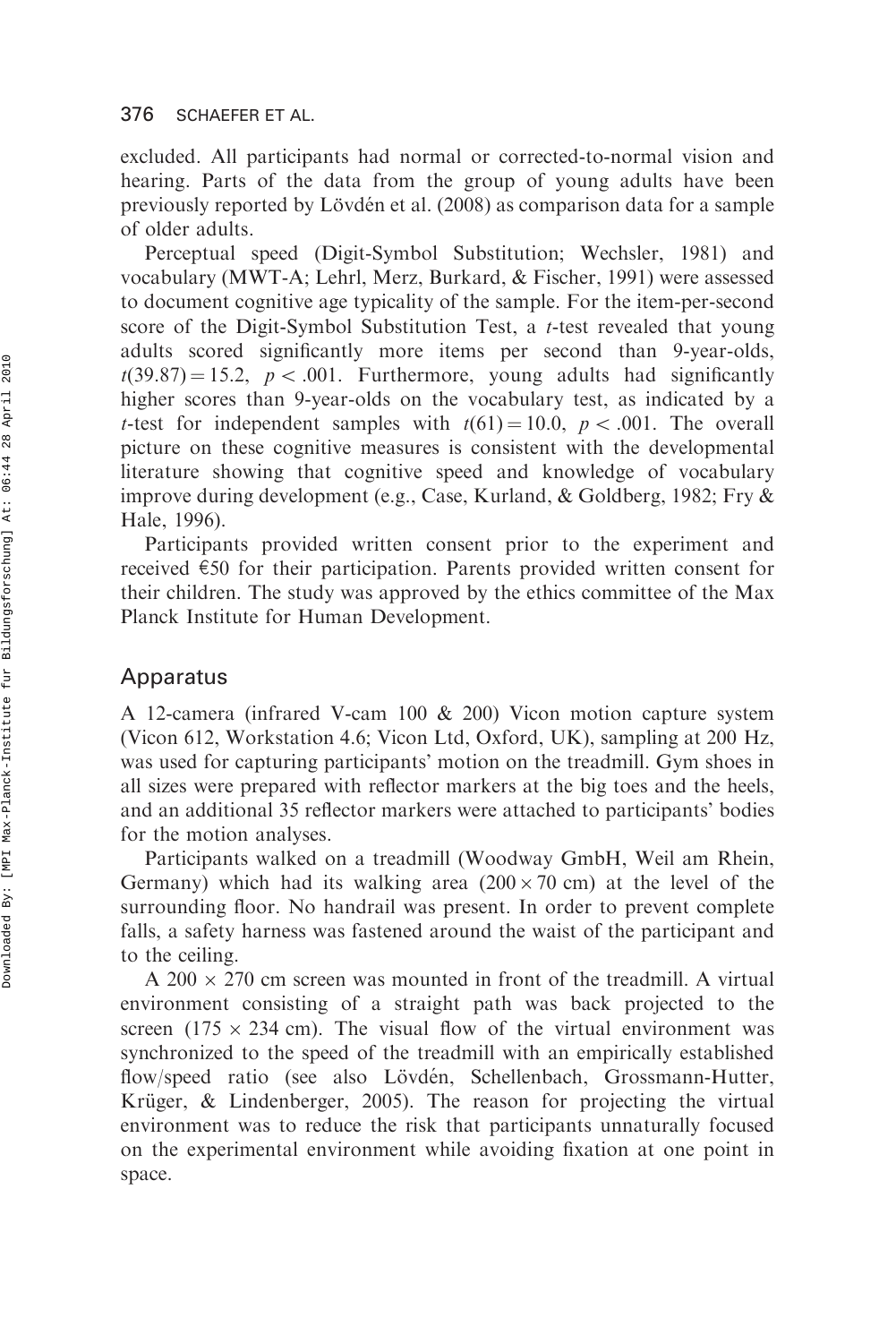excluded. All participants had normal or corrected-to-normal vision and hearing. Parts of the data from the group of young adults have been previously reported by Lövdén et al. (2008) as comparison data for a sample of older adults.

Perceptual speed (Digit-Symbol Substitution; Wechsler, 1981) and vocabulary (MWT-A; Lehrl, Merz, Burkard, & Fischer, 1991) were assessed to document cognitive age typicality of the sample. For the item-per-second score of the Digit-Symbol Substitution Test, a *t*-test revealed that young adults scored significantly more items per second than 9-year-olds, $t(39.87) = 15.2$, $p < .001$. Furthermore, young adults had significantly higher scores than 9-year-olds on the vocabulary test, as indicated by a *t*-test for independent samples with $t(61) = 10.0$, $p < .001$. The overall picture on these cognitive measures is consistent with the developmental literature showing that cognitive speed and knowledge of vocabulary improve during development (e.g., Case, Kurland, & Goldberg, 1982; Fry & Hale, 1996).

Participants provided written consent prior to the experiment and received €50 for their participation. Parents provided written consent for their children. The study was approved by the ethics committee of the Max Planck Institute for Human Development.

## Apparatus

A 12-camera (infrared V-cam 100 & 200) Vicon motion capture system (Vicon 612, Workstation 4.6; Vicon Ltd, Oxford, UK), sampling at 200 Hz, was used for capturing participants' motion on the treadmill. Gym shoes in all sizes were prepared with reflector markers at the big toes and the heels, and an additional 35 reflector markers were attached to participants' bodies for the motion analyses.

Participants walked on a treadmill (Woodway GmbH, Weil am Rhein, Germany) which had its walking area ($200 \times 70$ cm) at the level of the surrounding floor. No handrail was present. In order to prevent complete falls, a safety harness was fastened around the waist of the participant and to the ceiling.

A $200 \times 270$ cm screen was mounted in front of the treadmill. A virtual environment consisting of a straight path was back projected to the screen ($175 \times 234$ cm). The visual flow of the virtual environment was synchronized to the speed of the treadmill with an empirically established flow/speed ratio (see also Lövdén, Schellenbach, Grossmann-Hutter, Krüger, & Lindenberger, 2005). The reason for projecting the virtual environment was to reduce the risk that participants unnaturally focused on the experimental environment while avoiding fixation at one point in space.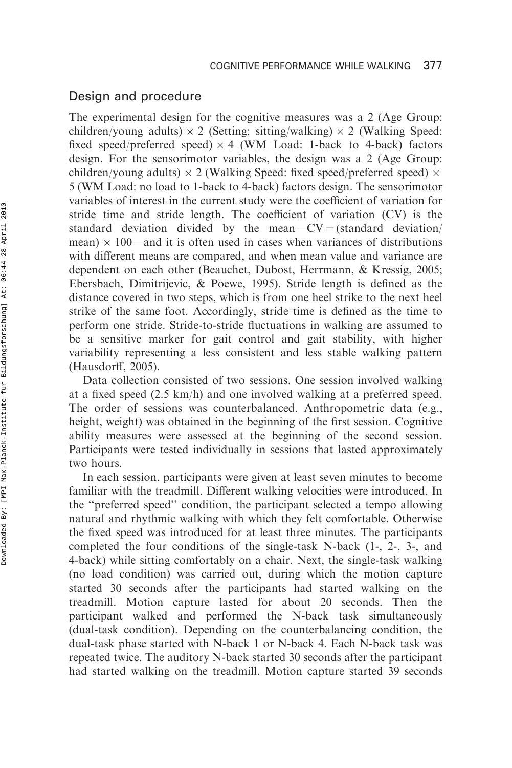## Design and procedure

The experimental design for the cognitive measures was a 2 (Age Group: children/young adults) $\times$ 2 (Setting: sitting/walking) $\times$ 2 (Walking Speed: fixed speed/preferred speed) $\times$ 4 (WM Load: 1-back to 4-back) factors design. For the sensorimotor variables, the design was a 2 (Age Group: children/young adults) $\times$ 2 (Walking Speed: fixed speed/preferred speed) $\times$ 5 (WM Load: no load to 1-back to 4-back) factors design. The sensorimotor variables of interest in the current study were the coefficient of variation for stride time and stride length. The coefficient of variation (CV) is the standard deviation divided by the mean—CV = (standard deviation/mean) $\times$ 100—and it is often used in cases when variances of distributions with different means are compared, and when mean value and variance are dependent on each other (Beauchet, Dubost, Herrmann, & Kressig, 2005; Ebersbach, Dimitrijevic, & Poewe, 1995). Stride length is defined as the distance covered in two steps, which is from one heel strike to the next heel strike of the same foot. Accordingly, stride time is defined as the time to perform one stride. Stride-to-stride fluctuations in walking are assumed to be a sensitive marker for gait control and gait stability, with higher variability representing a less consistent and less stable walking pattern (Hausdorff, 2005).

Data collection consisted of two sessions. One session involved walking at a fixed speed (2.5 km/h) and one involved walking at a preferred speed. The order of sessions was counterbalanced. Anthropometric data (e.g., height, weight) was obtained in the beginning of the first session. Cognitive ability measures were assessed at the beginning of the second session. Participants were tested individually in sessions that lasted approximately two hours.

In each session, participants were given at least seven minutes to become familiar with the treadmill. Different walking velocities were introduced. In the "preferred speed" condition, the participant selected a tempo allowing natural and rhythmic walking with which they felt comfortable. Otherwise the fixed speed was introduced for at least three minutes. The participants completed the four conditions of the single-task N-back (1-, 2-, 3-, and 4-back) while sitting comfortably on a chair. Next, the single-task walking (no load condition) was carried out, during which the motion capture started 30 seconds after the participants had started walking on the treadmill. Motion capture lasted for about 20 seconds. Then the participant walked and performed the N-back task simultaneously (dual-task condition). Depending on the counterbalancing condition, the dual-task phase started with N-back 1 or N-back 4. Each N-back task was repeated twice. The auditory N-back started 30 seconds after the participant had started walking on the treadmill. Motion capture started 39 seconds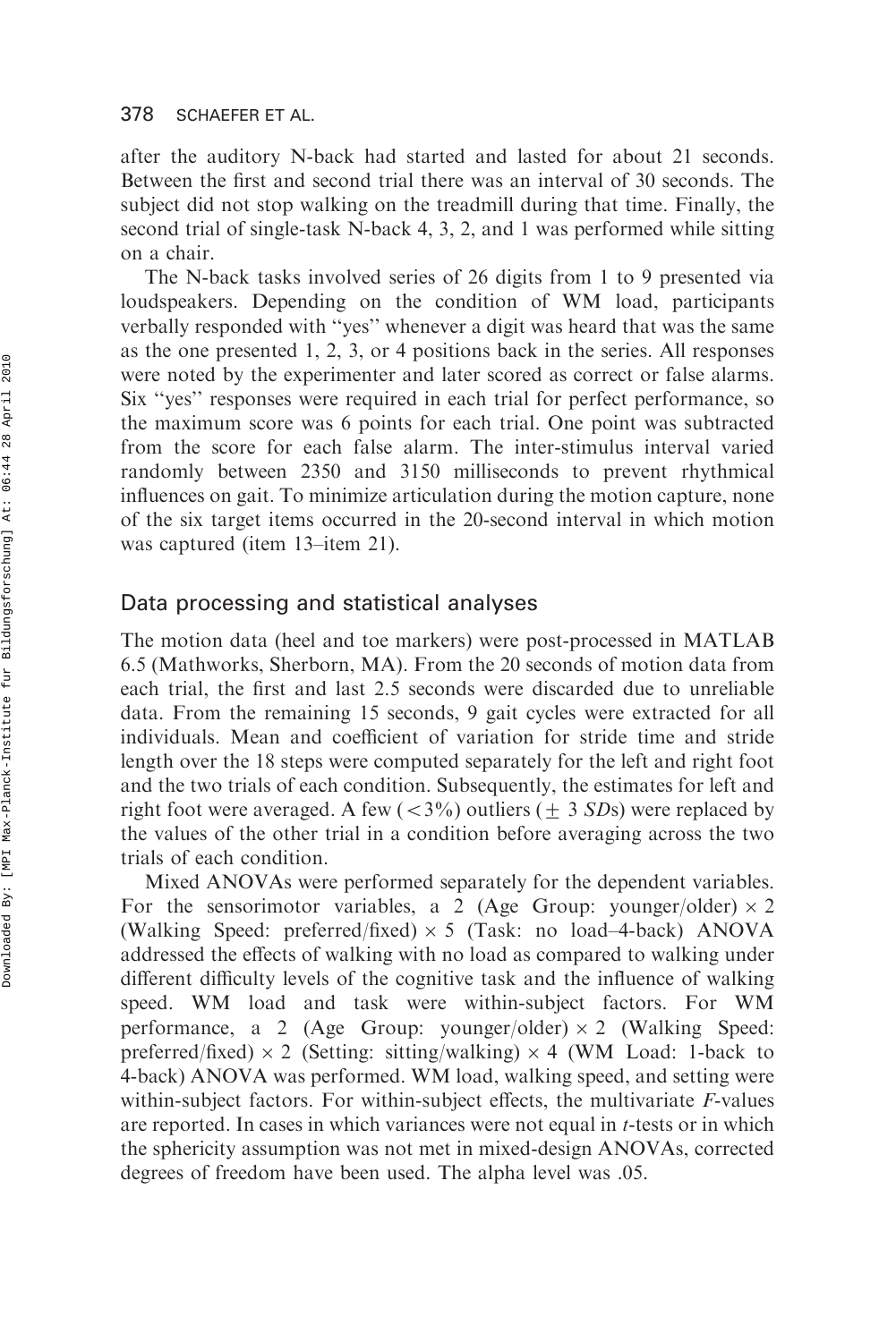after the auditory N-back had started and lasted for about 21 seconds. Between the first and second trial there was an interval of 30 seconds. The subject did not stop walking on the treadmill during that time. Finally, the second trial of single-task N-back 4, 3, 2, and 1 was performed while sitting on a chair.

The N-back tasks involved series of 26 digits from 1 to 9 presented via loudspeakers. Depending on the condition of WM load, participants verbally responded with ''yes'' whenever a digit was heard that was the same as the one presented 1, 2, 3, or 4 positions back in the series. All responses were noted by the experimenter and later scored as correct or false alarms. Six ''yes'' responses were required in each trial for perfect performance, so the maximum score was 6 points for each trial. One point was subtracted from the score for each false alarm. The inter-stimulus interval varied randomly between 2350 and 3150 milliseconds to prevent rhythmical influences on gait. To minimize articulation during the motion capture, none of the six target items occurred in the 20-second interval in which motion was captured (item 13–item 21).

## Data processing and statistical analyses

The motion data (heel and toe markers) were post-processed in MATLAB 6.5 (Mathworks, Sherborn, MA). From the 20 seconds of motion data from each trial, the first and last 2.5 seconds were discarded due to unreliable data. From the remaining 15 seconds, 9 gait cycles were extracted for all individuals. Mean and coefficient of variation for stride time and stride length over the 18 steps were computed separately for the left and right foot and the two trials of each condition. Subsequently, the estimates for left and right foot were averaged. A few ($<3\%$) outliers ($\pm$ 3 *SD*s) were replaced by the values of the other trial in a condition before averaging across the two trials of each condition.

Mixed ANOVAs were performed separately for the dependent variables. For the sensorimotor variables, a 2 (Age Group: younger/older) $\times$ 2 (Walking Speed: preferred/fixed) $\times$ 5 (Task: no load–4-back) ANOVA addressed the effects of walking with no load as compared to walking under different difficulty levels of the cognitive task and the influence of walking speed. WM load and task were within-subject factors. For WM performance, a 2 (Age Group: younger/older) $\times$ 2 (Walking Speed: preferred/fixed) $\times$ 2 (Setting: sitting/walking) $\times$ 4 (WM Load: 1-back to 4-back) ANOVA was performed. WM load, walking speed, and setting were within-subject factors. For within-subject effects, the multivariate *F*-values are reported. In cases in which variances were not equal in *t*-tests or in which the sphericity assumption was not met in mixed-design ANOVAs, corrected degrees of freedom have been used. The alpha level was .05.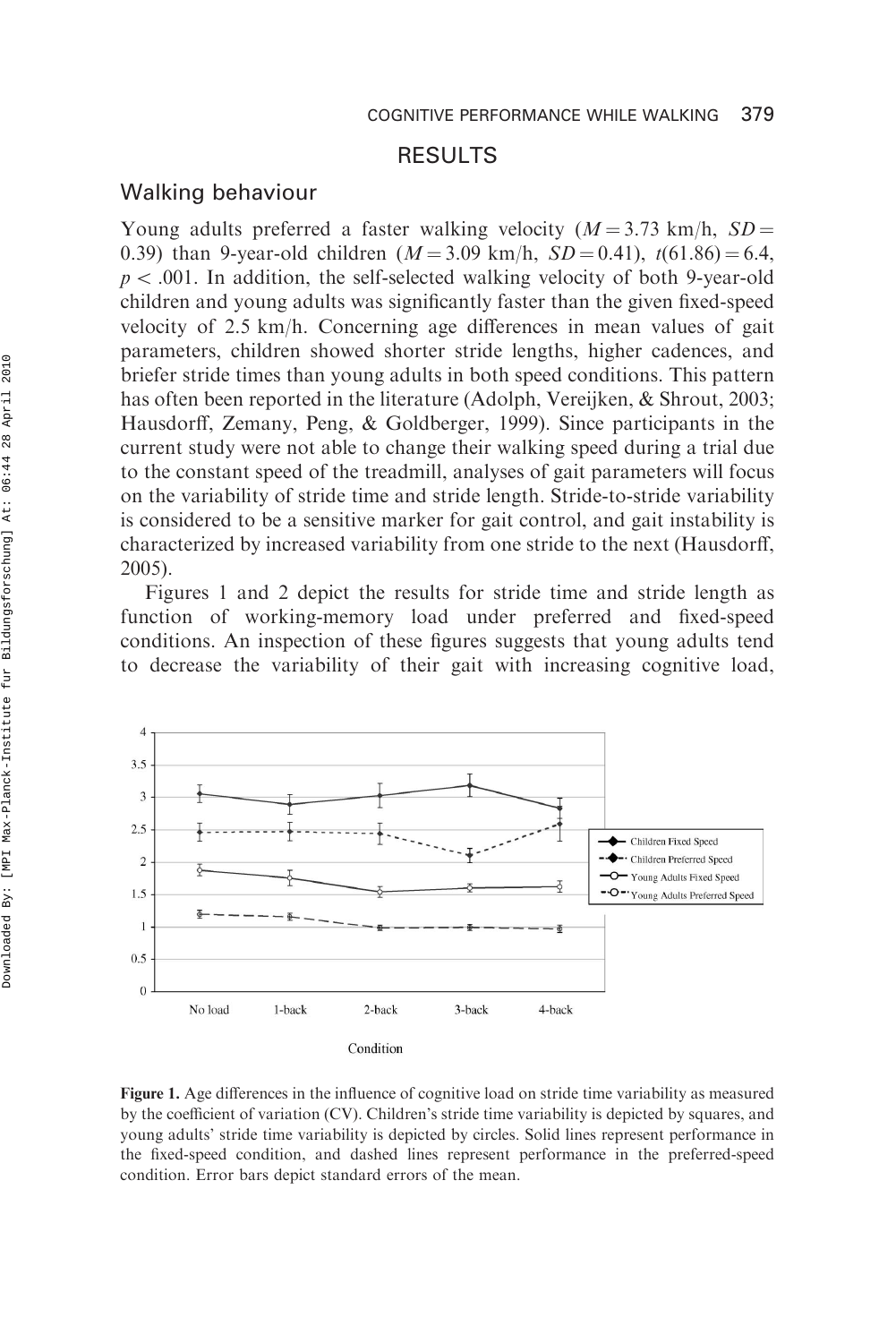# RESULTS

## Walking behaviour

Young adults preferred a faster walking velocity ($M = 3.73$ km/h, $SD = 0.39$) than 9-year-old children ($M = 3.09$ km/h, $SD = 0.41$), $t(61.86) = 6.4$, $p < .001$. In addition, the self-selected walking velocity of both 9-year-old children and young adults was significantly faster than the given fixed-speed velocity of 2.5 km/h. Concerning age differences in mean values of gait parameters, children showed shorter stride lengths, higher cadences, and briefer stride times than young adults in both speed conditions. This pattern has often been reported in the literature (Adolph, Vereijken, & Shrout, 2003; Hausdorff, Zemany, Peng, & Goldberger, 1999). Since participants in the current study were not able to change their walking speed during a trial due to the constant speed of the treadmill, analyses of gait parameters will focus on the variability of stride time and stride length. Stride-to-stride variability is considered to be a sensitive marker for gait control, and gait instability is characterized by increased variability from one stride to the next (Hausdorff, 2005).

Figures 1 and 2 depict the results for stride time and stride length as function of working-memory load under preferred and fixed-speed conditions. An inspection of these figures suggests that young adults tend to decrease the variability of their gait with increasing cognitive load,

4
3.5
3
2.5
2
1.5
1
0.5
0

No load
1-back
2-back
3-back
4-back

Condition

Children Fixed Speed
Children Preferred Speed
Young Adults Fixed Speed
Young Adults Preferred Speed

**Figure 1.** Age differences in the influence of cognitive load on stride time variability as measured by the coefficient of variation (CV). Children's stride time variability is depicted by squares, and young adults' stride time variability is depicted by circles. Solid lines represent performance in the fixed-speed condition, and dashed lines represent performance in the preferred-speed condition. Error bars depict standard errors of the mean.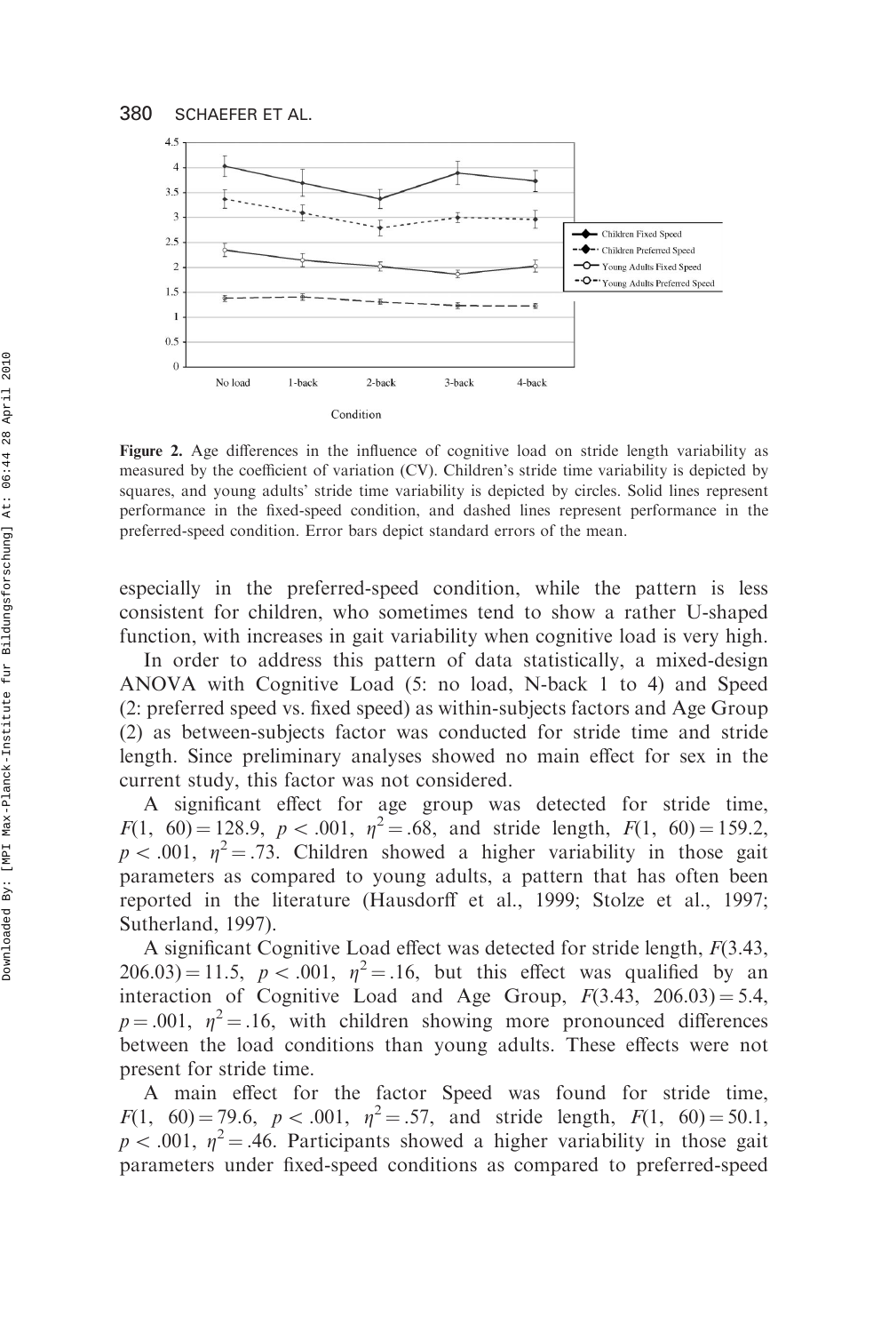4.5
4
3.5
3
2.5
2
1.5
1
0.5
0

No load
1-back
2-back
3-back
4-back

Condition

Children Fixed Speed
Children Preferred Speed
Young Adults Fixed Speed
Young Adults Preferred Speed

**Figure 2.** Age differences in the influence of cognitive load on stride length variability as measured by the coefficient of variation (CV). Children's stride time variability is depicted by squares, and young adults' stride time variability is depicted by circles. Solid lines represent performance in the fixed-speed condition, and dashed lines represent performance in the preferred-speed condition. Error bars depict standard errors of the mean.

especially in the preferred-speed condition, while the pattern is less consistent for children, who sometimes tend to show a rather U-shaped function, with increases in gait variability when cognitive load is very high.

In order to address this pattern of data statistically, a mixed-design ANOVA with Cognitive Load (5: no load, N-back 1 to 4) and Speed (2: preferred speed vs. fixed speed) as within-subjects factors and Age Group (2) as between-subjects factor was conducted for stride time and stride length. Since preliminary analyses showed no main effect for sex in the current study, this factor was not considered.

A significant effect for age group was detected for stride time, $F(1, 60) = 128.9$, $p < .001$, $\eta^2 = .68$, and stride length, $F(1, 60) = 159.2$, $p < .001$, $\eta^2 = .73$. Children showed a higher variability in those gait parameters as compared to young adults, a pattern that has often been reported in the literature (Hausdorff et al., 1999; Stolze et al., 1997; Sutherland, 1997).

A significant Cognitive Load effect was detected for stride length, $F(3.43, 206.03) = 11.5$, $p < .001$, $\eta^2 = .16$, but this effect was qualified by an interaction of Cognitive Load and Age Group, $F(3.43, 206.03) = 5.4$, $p = .001$, $\eta^2 = .16$, with children showing more pronounced differences between the load conditions than young adults. These effects were not present for stride time.

A main effect for the factor Speed was found for stride time, $F(1, 60) = 79.6$, $p < .001$, $\eta^2 = .57$, and stride length, $F(1, 60) = 50.1$, $p < .001$, $\eta^2 = .46$. Participants showed a higher variability in those gait parameters under fixed-speed conditions as compared to preferred-speed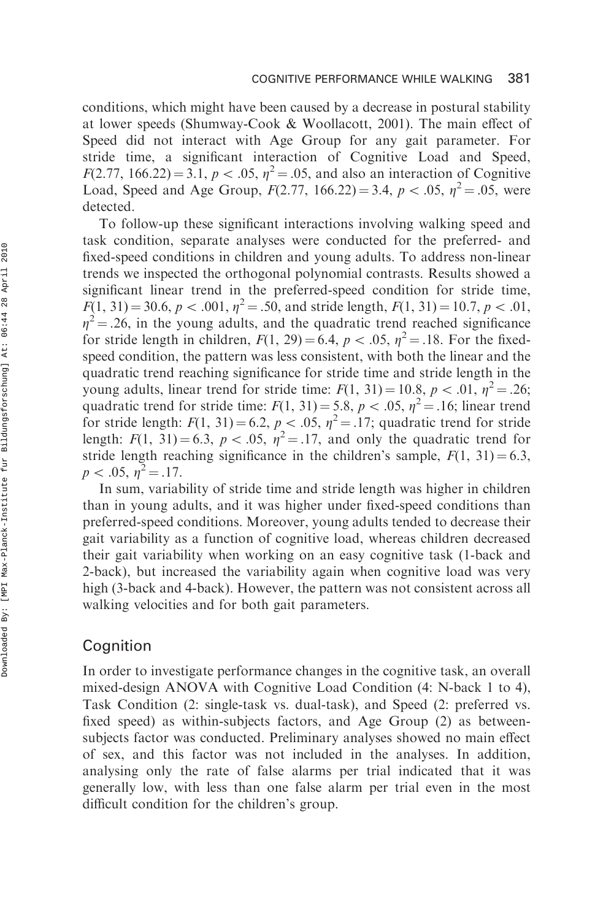conditions, which might have been caused by a decrease in postural stability at lower speeds (Shumway-Cook & Woollacott, 2001). The main effect of Speed did not interact with Age Group for any gait parameter. For stride time, a significant interaction of Cognitive Load and Speed, $F(2.77, 166.22) = 3.1$, $p < .05$, $\eta^2 = .05$, and also an interaction of Cognitive Load, Speed and Age Group, $F(2.77, 166.22) = 3.4$, $p < .05$, $\eta^2 = .05$, were detected.

To follow-up these significant interactions involving walking speed and task condition, separate analyses were conducted for the preferred- and fixed-speed conditions in children and young adults. To address non-linear trends we inspected the orthogonal polynomial contrasts. Results showed a significant linear trend in the preferred-speed condition for stride time, $F(1, 31) = 30.6$, $p < .001$, $\eta^2 = .50$, and stride length, $F(1, 31) = 10.7$, $p < .01$, $\eta^2 = .26$, in the young adults, and the quadratic trend reached significance for stride length in children, $F(1, 29) = 6.4$, $p < .05$, $\eta^2 = .18$. For the fixed-speed condition, the pattern was less consistent, with both the linear and the quadratic trend reaching significance for stride time and stride length in the young adults, linear trend for stride time: $F(1, 31) = 10.8$, $p < .01$, $\eta^2 = .26$; quadratic trend for stride time: $F(1, 31) = 5.8$, $p < .05$, $\eta^2 = .16$; linear trend for stride length: $F(1, 31) = 6.2$, $p < .05$, $\eta^2 = .17$; quadratic trend for stride length: $F(1, 31) = 6.3$, $p < .05$, $\eta^2 = .17$, and only the quadratic trend for stride length reaching significance in the children's sample, $F(1, 31) = 6.3$, $p < .05$, $\eta^2 = .17$.

In sum, variability of stride time and stride length was higher in children than in young adults, and it was higher under fixed-speed conditions than preferred-speed conditions. Moreover, young adults tended to decrease their gait variability as a function of cognitive load, whereas children decreased their gait variability when working on an easy cognitive task (1-back and 2-back), but increased the variability again when cognitive load was very high (3-back and 4-back). However, the pattern was not consistent across all walking velocities and for both gait parameters.

## Cognition

In order to investigate performance changes in the cognitive task, an overall mixed-design ANOVA with Cognitive Load Condition (4: N-back 1 to 4), Task Condition (2: single-task vs. dual-task), and Speed (2: preferred vs. fixed speed) as within-subjects factors, and Age Group (2) as between-subjects factor was conducted. Preliminary analyses showed no main effect of sex, and this factor was not included in the analyses. In addition, analysing only the rate of false alarms per trial indicated that it was generally low, with less than one false alarm per trial even in the most difficult condition for the children's group.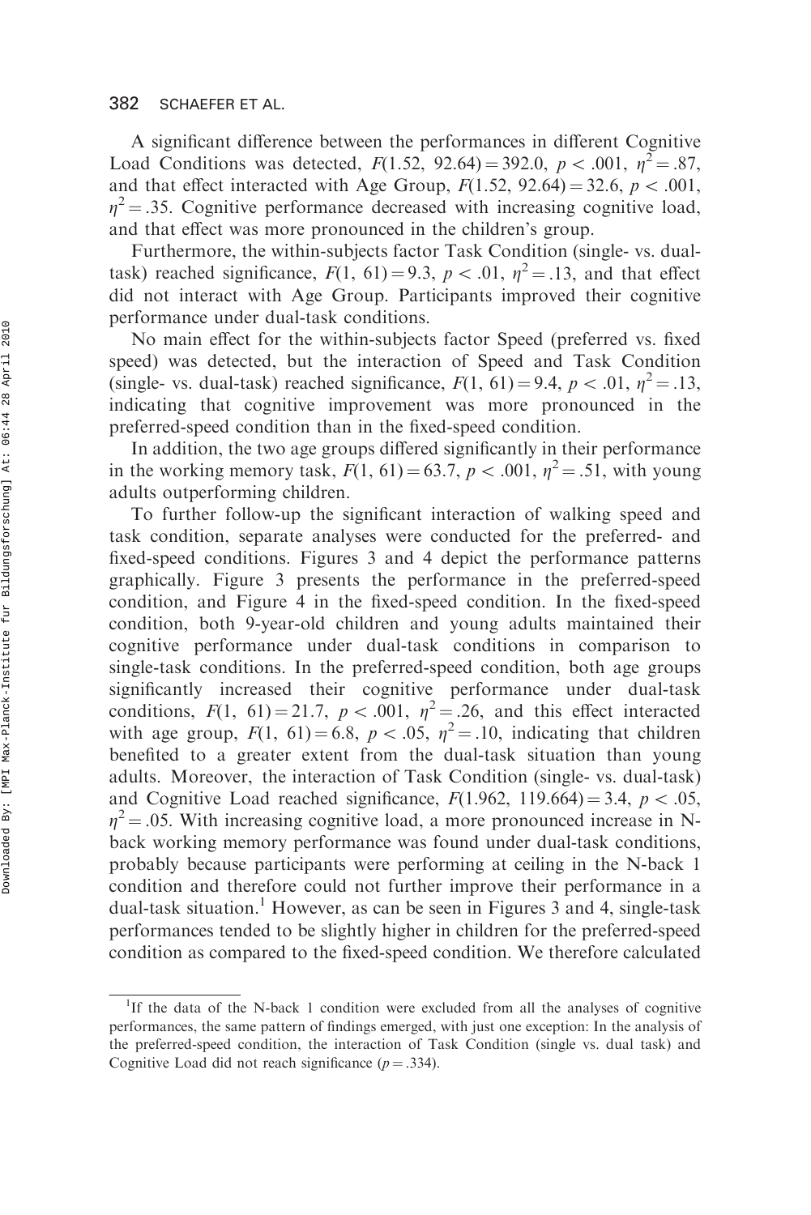A significant difference between the performances in different Cognitive Load Conditions was detected, $F(1.52, 92.64) = 392.0$, $p < .001$, $\eta^2 = .87$, and that effect interacted with Age Group, $F(1.52, 92.64) = 32.6$, $p < .001$, $\eta^2 = .35$. Cognitive performance decreased with increasing cognitive load, and that effect was more pronounced in the children's group.

Furthermore, the within-subjects factor Task Condition (single- vs. dual-task) reached significance, $F(1, 61) = 9.3$, $p < .01$, $\eta^2 = .13$, and that effect did not interact with Age Group. Participants improved their cognitive performance under dual-task conditions.

No main effect for the within-subjects factor Speed (preferred vs. fixed speed) was detected, but the interaction of Speed and Task Condition (single- vs. dual-task) reached significance, $F(1, 61) = 9.4$, $p < .01$, $\eta^2 = .13$, indicating that cognitive improvement was more pronounced in the preferred-speed condition than in the fixed-speed condition.

In addition, the two age groups differed significantly in their performance in the working memory task, $F(1, 61) = 63.7$, $p < .001$, $\eta^2 = .51$, with young adults outperforming children.

To further follow-up the significant interaction of walking speed and task condition, separate analyses were conducted for the preferred- and fixed-speed conditions. Figures 3 and 4 depict the performance patterns graphically. Figure 3 presents the performance in the preferred-speed condition, and Figure 4 in the fixed-speed condition. In the fixed-speed condition, both 9-year-old children and young adults maintained their cognitive performance under dual-task conditions in comparison to single-task conditions. In the preferred-speed condition, both age groups significantly increased their cognitive performance under dual-task conditions, $F(1, 61) = 21.7$, $p < .001$, $\eta^2 = .26$, and this effect interacted with age group, $F(1, 61) = 6.8$, $p < .05$, $\eta^2 = .10$, indicating that children benefited to a greater extent from the dual-task situation than young adults. Moreover, the interaction of Task Condition (single- vs. dual-task) and Cognitive Load reached significance, $F(1.962, 119.664) = 3.4$, $p < .05$, $\eta^2 = .05$. With increasing cognitive load, a more pronounced increase in N-back working memory performance was found under dual-task conditions, probably because participants were performing at ceiling in the N-back 1 condition and therefore could not further improve their performance in a dual-task situation.[1] However, as can be seen in Figures 3 and 4, single-task performances tended to be slightly higher in children for the preferred-speed condition as compared to the fixed-speed condition. We therefore calculated

[1]If the data of the N-back 1 condition were excluded from all the analyses of cognitive performances, the same pattern of findings emerged, with just one exception: In the analysis of the preferred-speed condition, the interaction of Task Condition (single vs. dual task) and Cognitive Load did not reach significance ($p = .334$).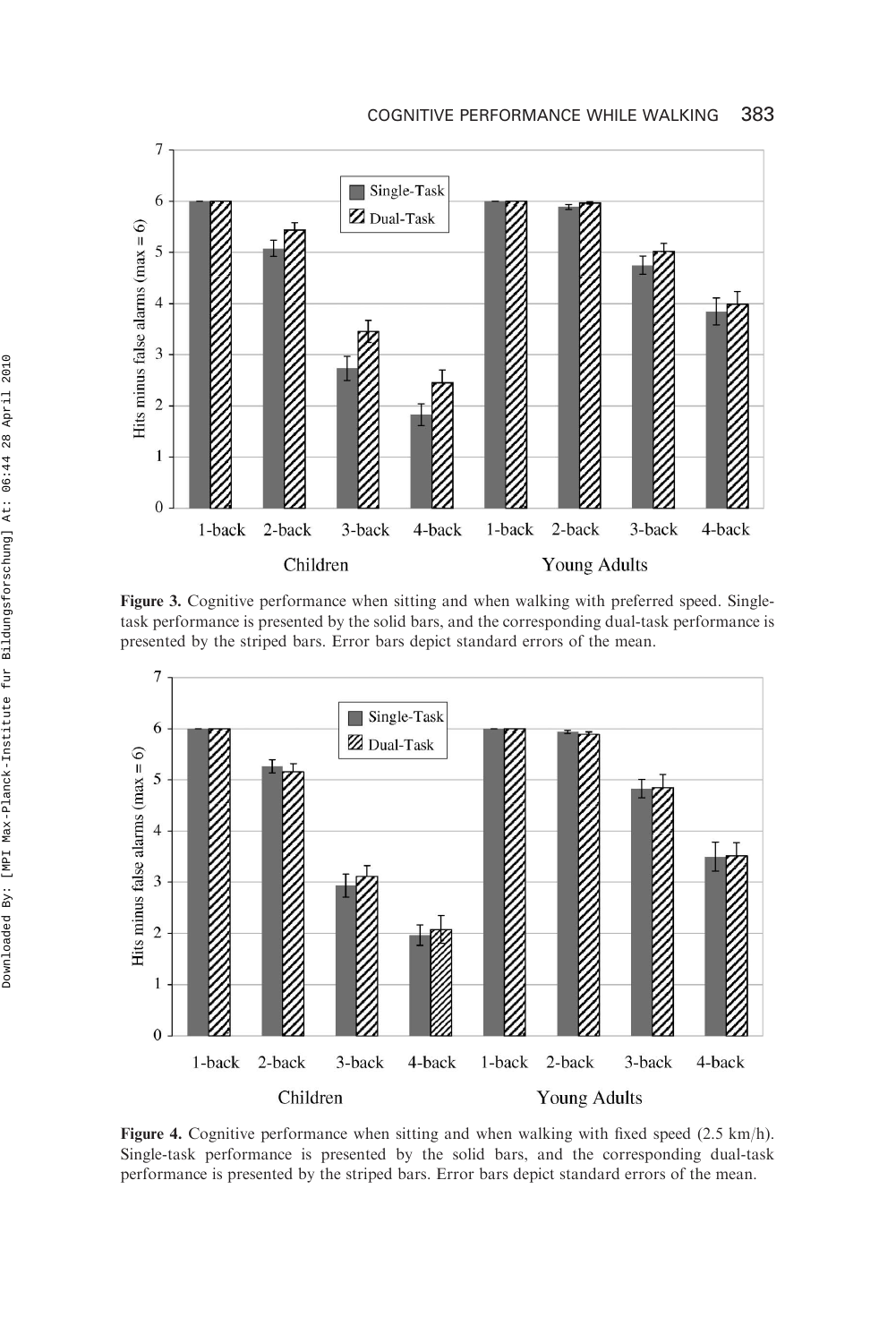7
6
5
4
3
2
1
0

Hits minus false alarms (max = 6)

Single-Task
Dual-Task

1-back 2-back 3-back 4-back 1-back 2-back 3-back 4-back

Children Young Adults

**Figure 3.** Cognitive performance when sitting and when walking with preferred speed. Single-task performance is presented by the solid bars, and the corresponding dual-task performance is presented by the striped bars. Error bars depict standard errors of the mean.

7
6
5
4
3
2
1
0

Hits minus false alarms (max = 6)

Single-Task
Dual-Task

1-back 2-back 3-back 4-back 1-back 2-back 3-back 4-back

Children Young Adults

**Figure 4.** Cognitive performance when sitting and when walking with fixed speed (2.5 km/h). Single-task performance is presented by the solid bars, and the corresponding dual-task performance is presented by the striped bars. Error bars depict standard errors of the mean.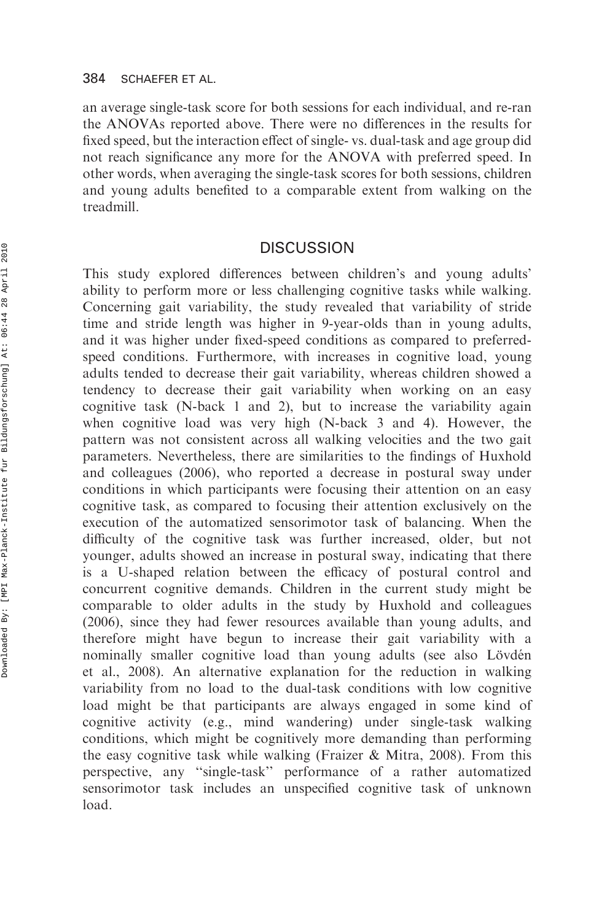an average single-task score for both sessions for each individual, and re-ran the ANOVAs reported above. There were no differences in the results for fixed speed, but the interaction effect of single- vs. dual-task and age group did not reach significance any more for the ANOVA with preferred speed. In other words, when averaging the single-task scores for both sessions, children and young adults benefited to a comparable extent from walking on the treadmill.

## DISCUSSION

This study explored differences between children's and young adults' ability to perform more or less challenging cognitive tasks while walking. Concerning gait variability, the study revealed that variability of stride time and stride length was higher in 9-year-olds than in young adults, and it was higher under fixed-speed conditions as compared to preferred-speed conditions. Furthermore, with increases in cognitive load, young adults tended to decrease their gait variability, whereas children showed a tendency to decrease their gait variability when working on an easy cognitive task (N-back 1 and 2), but to increase the variability again when cognitive load was very high (N-back 3 and 4). However, the pattern was not consistent across all walking velocities and the two gait parameters. Nevertheless, there are similarities to the findings of Huxhold and colleagues (2006), who reported a decrease in postural sway under conditions in which participants were focusing their attention on an easy cognitive task, as compared to focusing their attention exclusively on the execution of the automatized sensorimotor task of balancing. When the difficulty of the cognitive task was further increased, older, but not younger, adults showed an increase in postural sway, indicating that there is a U-shaped relation between the efficacy of postural control and concurrent cognitive demands. Children in the current study might be comparable to older adults in the study by Huxhold and colleagues (2006), since they had fewer resources available than young adults, and therefore might have begun to increase their gait variability with a nominally smaller cognitive load than young adults (see also Lövdén et al., 2008). An alternative explanation for the reduction in walking variability from no load to the dual-task conditions with low cognitive load might be that participants are always engaged in some kind of cognitive activity (e.g., mind wandering) under single-task walking conditions, which might be cognitively more demanding than performing the easy cognitive task while walking (Fraizer & Mitra, 2008). From this perspective, any "single-task" performance of a rather automatized sensorimotor task includes an unspecified cognitive task of unknown load.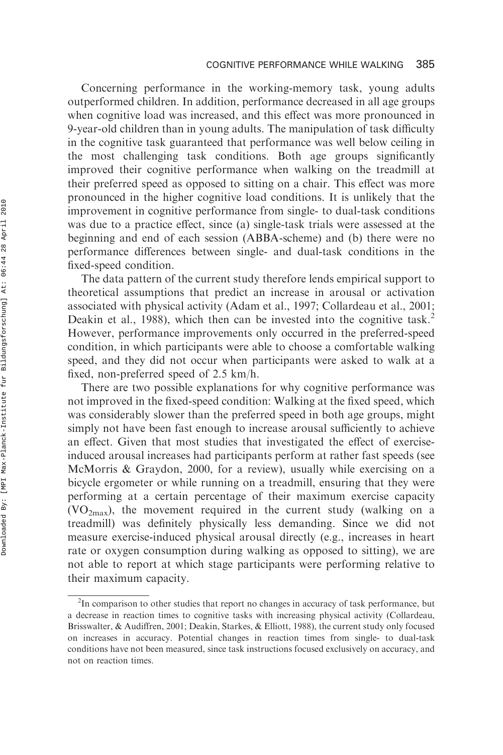Concerning performance in the working-memory task, young adults outperformed children. In addition, performance decreased in all age groups when cognitive load was increased, and this effect was more pronounced in 9-year-old children than in young adults. The manipulation of task difficulty in the cognitive task guaranteed that performance was well below ceiling in the most challenging task conditions. Both age groups significantly improved their cognitive performance when walking on the treadmill at their preferred speed as opposed to sitting on a chair. This effect was more pronounced in the higher cognitive load conditions. It is unlikely that the improvement in cognitive performance from single- to dual-task conditions was due to a practice effect, since (a) single-task trials were assessed at the beginning and end of each session (ABBA-scheme) and (b) there were no performance differences between single- and dual-task conditions in the fixed-speed condition.

The data pattern of the current study therefore lends empirical support to theoretical assumptions that predict an increase in arousal or activation associated with physical activity (Adam et al., 1997; Collardeau et al., 2001; Deakin et al., 1988), which then can be invested into the cognitive task.[2] However, performance improvements only occurred in the preferred-speed condition, in which participants were able to choose a comfortable walking speed, and they did not occur when participants were asked to walk at a fixed, non-preferred speed of 2.5 km/h.

There are two possible explanations for why cognitive performance was not improved in the fixed-speed condition: Walking at the fixed speed, which was considerably slower than the preferred speed in both age groups, might simply not have been fast enough to increase arousal sufficiently to achieve an effect. Given that most studies that investigated the effect of exercise-induced arousal increases had participants perform at rather fast speeds (see McMorris & Graydon, 2000, for a review), usually while exercising on a bicycle ergometer or while running on a treadmill, ensuring that they were performing at a certain percentage of their maximum exercise capacity ($VO_{2max}$), the movement required in the current study (walking on a treadmill) was definitely physically less demanding. Since we did not measure exercise-induced physical arousal directly (e.g., increases in heart rate or oxygen consumption during walking as opposed to sitting), we are not able to report at which stage participants were performing relative to their maximum capacity.

[2]In comparison to other studies that report no changes in accuracy of task performance, but a decrease in reaction times to cognitive tasks with increasing physical activity (Collardeau, Brisswalter, & Audiffren, 2001; Deakin, Starkes, & Elliott, 1988), the current study only focused on increases in accuracy. Potential changes in reaction times from single- to dual-task conditions have not been measured, since task instructions focused exclusively on accuracy, and not on reaction times.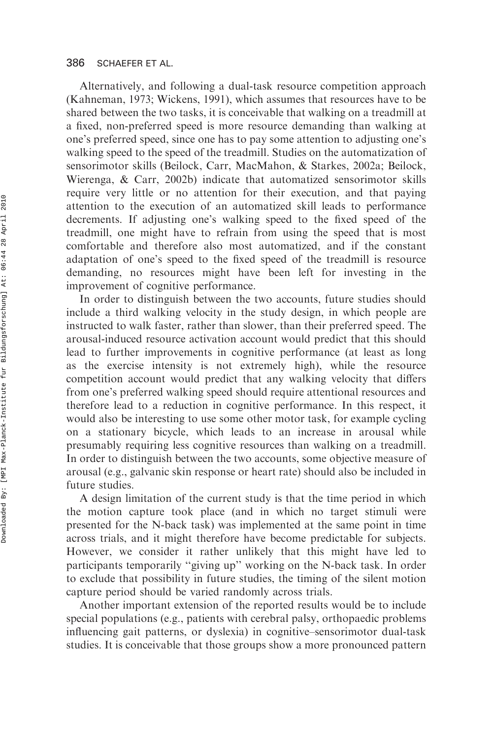Alternatively, and following a dual-task resource competition approach (Kahneman, 1973; Wickens, 1991), which assumes that resources have to be shared between the two tasks, it is conceivable that walking on a treadmill at a fixed, non-preferred speed is more resource demanding than walking at one's preferred speed, since one has to pay some attention to adjusting one's walking speed to the speed of the treadmill. Studies on the automatization of sensorimotor skills (Beilock, Carr, MacMahon, & Starkes, 2002a; Beilock, Wierenga, & Carr, 2002b) indicate that automatized sensorimotor skills require very little or no attention for their execution, and that paying attention to the execution of an automatized skill leads to performance decrements. If adjusting one's walking speed to the fixed speed of the treadmill, one might have to refrain from using the speed that is most comfortable and therefore also most automatized, and if the constant adaptation of one's speed to the fixed speed of the treadmill is resource demanding, no resources might have been left for investing in the improvement of cognitive performance.

In order to distinguish between the two accounts, future studies should include a third walking velocity in the study design, in which people are instructed to walk faster, rather than slower, than their preferred speed. The arousal-induced resource activation account would predict that this should lead to further improvements in cognitive performance (at least as long as the exercise intensity is not extremely high), while the resource competition account would predict that any walking velocity that differs from one's preferred walking speed should require attentional resources and therefore lead to a reduction in cognitive performance. In this respect, it would also be interesting to use some other motor task, for example cycling on a stationary bicycle, which leads to an increase in arousal while presumably requiring less cognitive resources than walking on a treadmill. In order to distinguish between the two accounts, some objective measure of arousal (e.g., galvanic skin response or heart rate) should also be included in future studies.

A design limitation of the current study is that the time period in which the motion capture took place (and in which no target stimuli were presented for the N-back task) was implemented at the same point in time across trials, and it might therefore have become predictable for subjects. However, we consider it rather unlikely that this might have led to participants temporarily "giving up" working on the N-back task. In order to exclude that possibility in future studies, the timing of the silent motion capture period should be varied randomly across trials.

Another important extension of the reported results would be to include special populations (e.g., patients with cerebral palsy, orthopaedic problems influencing gait patterns, or dyslexia) in cognitive–sensorimotor dual-task studies. It is conceivable that those groups show a more pronounced pattern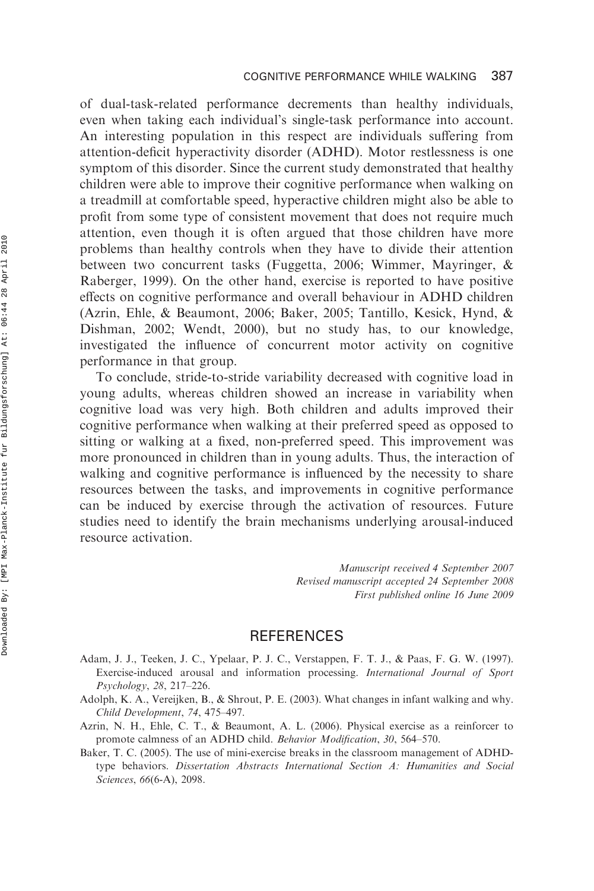of dual-task-related performance decrements than healthy individuals, even when taking each individual's single-task performance into account. An interesting population in this respect are individuals suffering from attention-deficit hyperactivity disorder (ADHD). Motor restlessness is one symptom of this disorder. Since the current study demonstrated that healthy children were able to improve their cognitive performance when walking on a treadmill at comfortable speed, hyperactive children might also be able to profit from some type of consistent movement that does not require much attention, even though it is often argued that those children have more problems than healthy controls when they have to divide their attention between two concurrent tasks (Fuggetta, 2006; Wimmer, Mayringer, & Raberger, 1999). On the other hand, exercise is reported to have positive effects on cognitive performance and overall behaviour in ADHD children (Azrin, Ehle, & Beaumont, 2006; Baker, 2005; Tantillo, Kesick, Hynd, & Dishman, 2002; Wendt, 2000), but no study has, to our knowledge, investigated the influence of concurrent motor activity on cognitive performance in that group.

To conclude, stride-to-stride variability decreased with cognitive load in young adults, whereas children showed an increase in variability when cognitive load was very high. Both children and adults improved their cognitive performance when walking at their preferred speed as opposed to sitting or walking at a fixed, non-preferred speed. This improvement was more pronounced in children than in young adults. Thus, the interaction of walking and cognitive performance is influenced by the necessity to share resources between the tasks, and improvements in cognitive performance can be induced by exercise through the activation of resources. Future studies need to identify the brain mechanisms underlying arousal-induced resource activation.

*Manuscript received 4 September 2007*
*Revised manuscript accepted 24 September 2008*
*First published online 16 June 2009*

## REFERENCES

Adam, J. J., Teeken, J. C., Ypelaar, P. J. C., Verstappen, F. T. J., & Paas, F. G. W. (1997). Exercise-induced arousal and information processing. *International Journal of Sport Psychology*, *28*, 217–226.

Adolph, K. A., Vereijken, B., & Shrout, P. E. (2003). What changes in infant walking and why. *Child Development*, *74*, 475–497.

Azrin, N. H., Ehle, C. T., & Beaumont, A. L. (2006). Physical exercise as a reinforcer to promote calmness of an ADHD child. *Behavior Modification*, *30*, 564–570.

Baker, T. C. (2005). The use of mini-exercise breaks in the classroom management of ADHD-type behaviors. *Dissertation Abstracts International Section A: Humanities and Social Sciences*, *66*(6-A), 2098.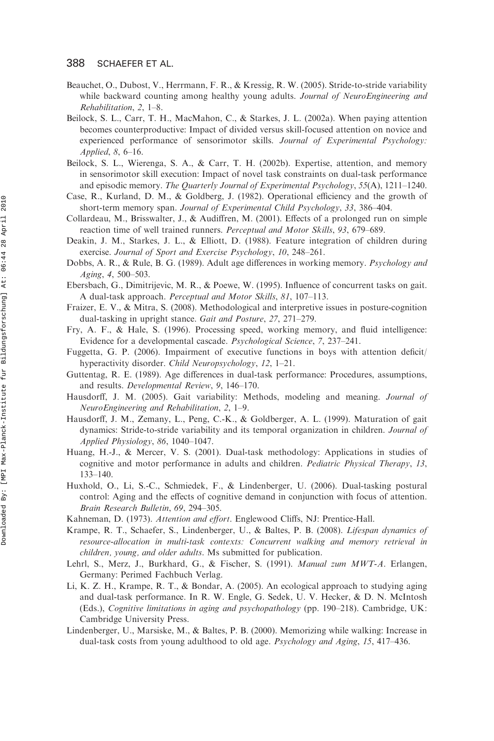Beauchet, O., Dubost, V., Herrmann, F. R., & Kressig, R. W. (2005). Stride-to-stride variability while backward counting among healthy young adults. *Journal of NeuroEngineering and Rehabilitation*, *2*, 1–8.

Beilock, S. L., Carr, T. H., MacMahon, C., & Starkes, J. L. (2002a). When paying attention becomes counterproductive: Impact of divided versus skill-focused attention on novice and experienced performance of sensorimotor skills. *Journal of Experimental Psychology: Applied*, *8*, 6–16.

Beilock, S. L., Wierenga, S. A., & Carr, T. H. (2002b). Expertise, attention, and memory in sensorimotor skill execution: Impact of novel task constraints on dual-task performance and episodic memory. *The Quarterly Journal of Experimental Psychology*, *55*(A), 1211–1240.

Case, R., Kurland, D. M., & Goldberg, J. (1982). Operational efficiency and the growth of short-term memory span. *Journal of Experimental Child Psychology*, *33*, 386–404.

Collardeau, M., Brisswalter, J., & Audiffren, M. (2001). Effects of a prolonged run on simple reaction time of well trained runners. *Perceptual and Motor Skills*, *93*, 679–689.

Deakin, J. M., Starkes, J. L., & Elliott, D. (1988). Feature integration of children during exercise. *Journal of Sport and Exercise Psychology*, *10*, 248–261.

Dobbs, A. R., & Rule, B. G. (1989). Adult age differences in working memory. *Psychology and Aging*, *4*, 500–503.

Ebersbach, G., Dimitrijevic, M. R., & Poewe, W. (1995). Influence of concurrent tasks on gait. A dual-task approach. *Perceptual and Motor Skills*, *81*, 107–113.

Fraizer, E. V., & Mitra, S. (2008). Methodological and interpretive issues in posture-cognition dual-tasking in upright stance. *Gait and Posture*, *27*, 271–279.

Fry, A. F., & Hale, S. (1996). Processing speed, working memory, and fluid intelligence: Evidence for a developmental cascade. *Psychological Science*, *7*, 237–241.

Fuggetta, G. P. (2006). Impairment of executive functions in boys with attention deficit/hyperactivity disorder. *Child Neuropsychology*, *12*, 1–21.

Guttentag, R. E. (1989). Age differences in dual-task performance: Procedures, assumptions, and results. *Developmental Review*, *9*, 146–170.

Hausdorff, J. M. (2005). Gait variability: Methods, modeling and meaning. *Journal of NeuroEngineering and Rehabilitation*, *2*, 1–9.

Hausdorff, J. M., Zemany, L., Peng, C.-K., & Goldberger, A. L. (1999). Maturation of gait dynamics: Stride-to-stride variability and its temporal organization in children. *Journal of Applied Physiology*, *86*, 1040–1047.

Huang, H.-J., & Mercer, V. S. (2001). Dual-task methodology: Applications in studies of cognitive and motor performance in adults and children. *Pediatric Physical Therapy*, *13*, 133–140.

Huxhold, O., Li, S.-C., Schmiedek, F., & Lindenberger, U. (2006). Dual-tasking postural control: Aging and the effects of cognitive demand in conjunction with focus of attention. *Brain Research Bulletin*, *69*, 294–305.

Kahneman, D. (1973). *Attention and effort*. Englewood Cliffs, NJ: Prentice-Hall.

Krampe, R. T., Schaefer, S., Lindenberger, U., & Baltes, P. B. (2008). *Lifespan dynamics of resource-allocation in multi-task contexts: Concurrent walking and memory retrieval in children, young, and older adults*. Ms submitted for publication.

Lehrl, S., Merz, J., Burkhard, G., & Fischer, S. (1991). *Manual zum MWT-A*. Erlangen, Germany: Perimed Fachbuch Verlag.

Li, K. Z. H., Krampe, R. T., & Bondar, A. (2005). An ecological approach to studying aging and dual-task performance. In R. W. Engle, G. Sedek, U. V. Hecker, & D. N. McIntosh (Eds.), *Cognitive limitations in aging and psychopathology* (pp. 190–218). Cambridge, UK: Cambridge University Press.

Lindenberger, U., Marsiske, M., & Baltes, P. B. (2000). Memorizing while walking: Increase in dual-task costs from young adulthood to old age. *Psychology and Aging*, *15*, 417–436.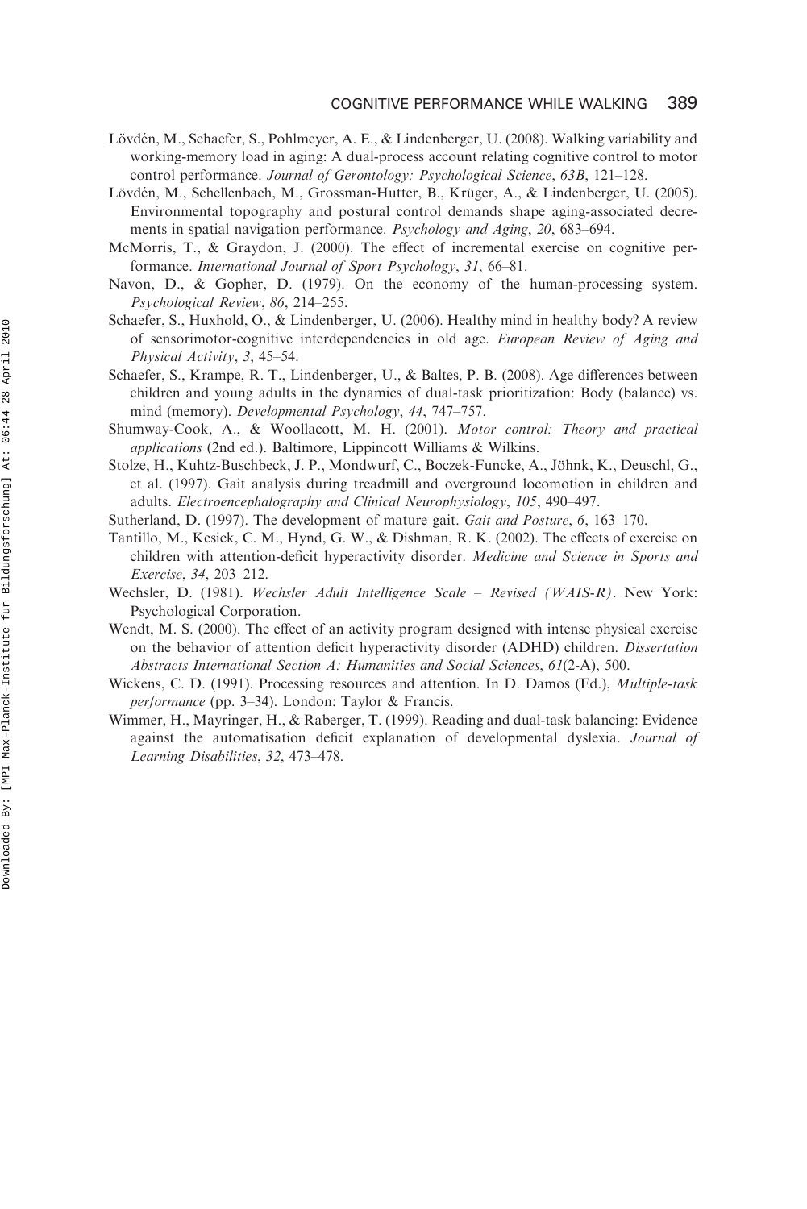Lövdén, M., Schaefer, S., Pohlmeyer, A. E., & Lindenberger, U. (2008). Walking variability and working-memory load in aging: A dual-process account relating cognitive control to motor control performance. *Journal of Gerontology: Psychological Science*, *63B*, 121–128.

Lövdén, M., Schellenbach, M., Grossman-Hutter, B., Krüger, A., & Lindenberger, U. (2005). Environmental topography and postural control demands shape aging-associated decrements in spatial navigation performance. *Psychology and Aging*, *20*, 683–694.

McMorris, T., & Graydon, J. (2000). The effect of incremental exercise on cognitive performance. *International Journal of Sport Psychology*, *31*, 66–81.

Navon, D., & Gopher, D. (1979). On the economy of the human-processing system. *Psychological Review*, *86*, 214–255.

Schaefer, S., Huxhold, O., & Lindenberger, U. (2006). Healthy mind in healthy body? A review of sensorimotor-cognitive interdependencies in old age. *European Review of Aging and Physical Activity*, *3*, 45–54.

Schaefer, S., Krampe, R. T., Lindenberger, U., & Baltes, P. B. (2008). Age differences between children and young adults in the dynamics of dual-task prioritization: Body (balance) vs. mind (memory). *Developmental Psychology*, *44*, 747–757.

Shumway-Cook, A., & Woollacott, M. H. (2001). *Motor control: Theory and practical applications* (2nd ed.). Baltimore, Lippincott Williams & Wilkins.

Stolze, H., Kuhtz-Buschbeck, J. P., Mondwurf, C., Boczek-Funcke, A., Jöhnk, K., Deuschl, G., et al. (1997). Gait analysis during treadmill and overground locomotion in children and adults. *Electroencephalography and Clinical Neurophysiology*, *105*, 490–497.

Sutherland, D. (1997). The development of mature gait. *Gait and Posture*, *6*, 163–170.

Tantillo, M., Kesick, C. M., Hynd, G. W., & Dishman, R. K. (2002). The effects of exercise on children with attention-deficit hyperactivity disorder. *Medicine and Science in Sports and Exercise*, *34*, 203–212.

Wechsler, D. (1981). *Wechsler Adult Intelligence Scale – Revised (WAIS-R)*. New York: Psychological Corporation.

Wendt, M. S. (2000). The effect of an activity program designed with intense physical exercise on the behavior of attention deficit hyperactivity disorder (ADHD) children. *Dissertation Abstracts International Section A: Humanities and Social Sciences*, *61*(2-A), 500.

Wickens, C. D. (1991). Processing resources and attention. In D. Damos (Ed.), *Multiple-task performance* (pp. 3–34). London: Taylor & Francis.

Wimmer, H., Mayringer, H., & Raberger, T. (1999). Reading and dual-task balancing: Evidence against the automatisation deficit explanation of developmental dyslexia. *Journal of Learning Disabilities*, *32*, 473–478.